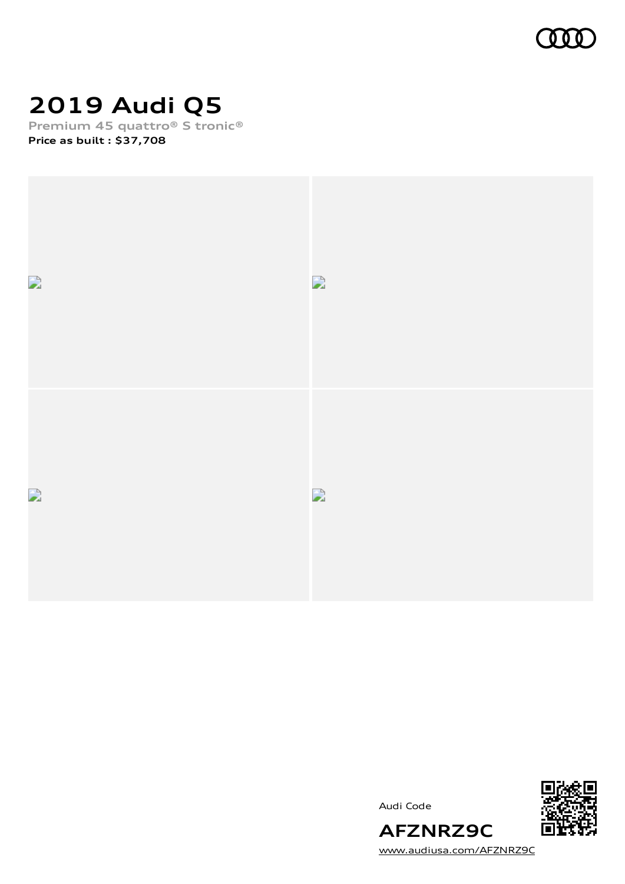# 2019 Audi Q5

**Premium 45 quattro® S tronic®**

**Price as built : $37,708**

Audi Code

**AFZNRZ9C**

www.audiusa.com/AFZNRZ9C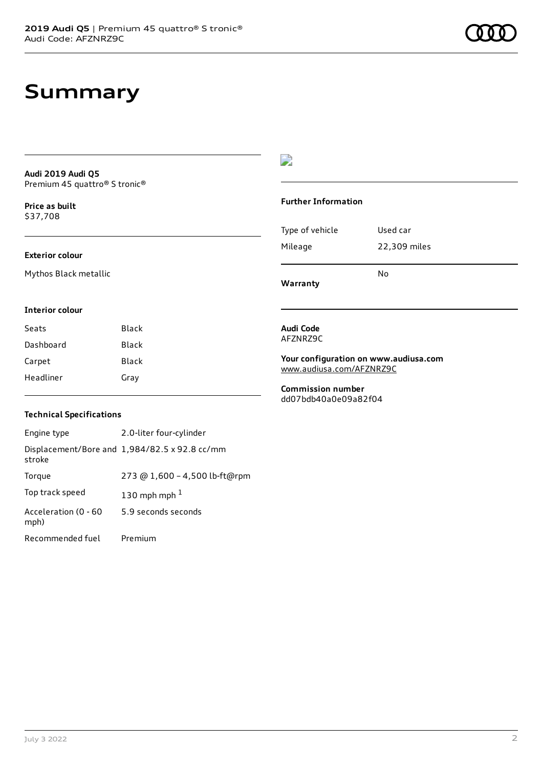# Summary

**Audi 2019 Audi Q5**
Premium 45 quattro® S tronic®

**Price as built**
$37,708

**Exterior colour**

Mythos Black metallic

**Interior colour**

| Seats | Black |
| --- | --- |
| Dashboard | Black |
| Carpet | Black |
| Headliner | Gray |

**Technical Specifications**

| Engine type | 2.0-liter four-cylinder |
| --- | --- |
| Displacement/Bore and stroke | 1,984/82.5 x 92.8 cc/mm |
| Torque | 273 @ 1,600 – 4,500 lb-ft@rpm |
| Top track speed | 130 mph mph [1] |
| Acceleration (0 - 60 mph) | 5.9 seconds seconds |
| Recommended fuel | Premium |

**Further Information**

| Type of vehicle | Used car |
| --- | --- |
| Mileage | 22,309 miles |
| **Warranty** | No |

**Audi Code**
AFZNRZ9C

**Your configuration on www.audiusa.com**
www.audiusa.com/AFZNRZ9C

**Commission number**
dd07bdb40a0e09a82f04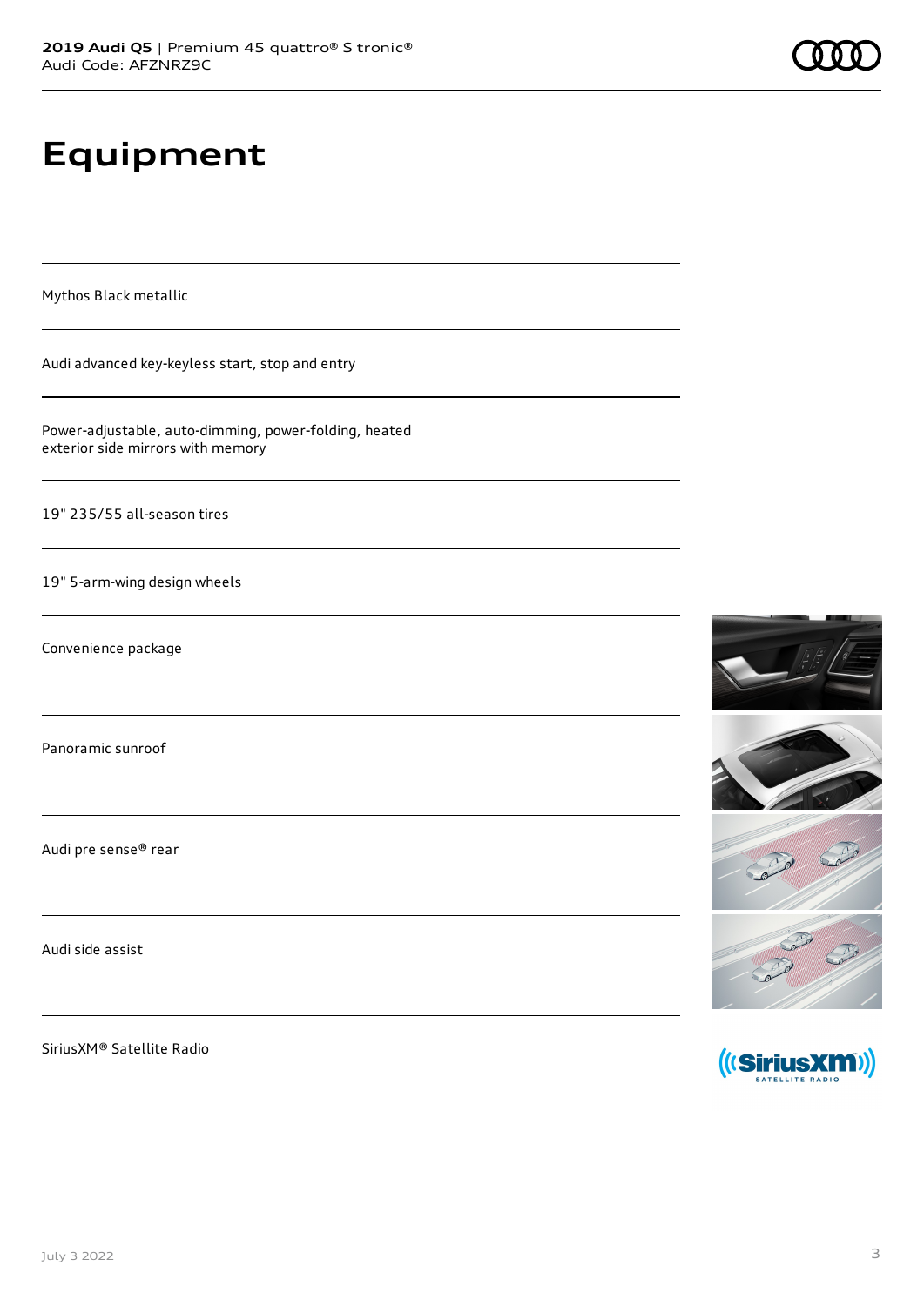# Equipment

Mythos Black metallic

Audi advanced key-keyless start, stop and entry

Power-adjustable, auto-dimming, power-folding, heated exterior side mirrors with memory

19" 235/55 all-season tires

19" 5-arm-wing design wheels

Convenience package

Panoramic sunroof

Audi pre sense® rear

Audi side assist

SiriusXM® Satellite Radio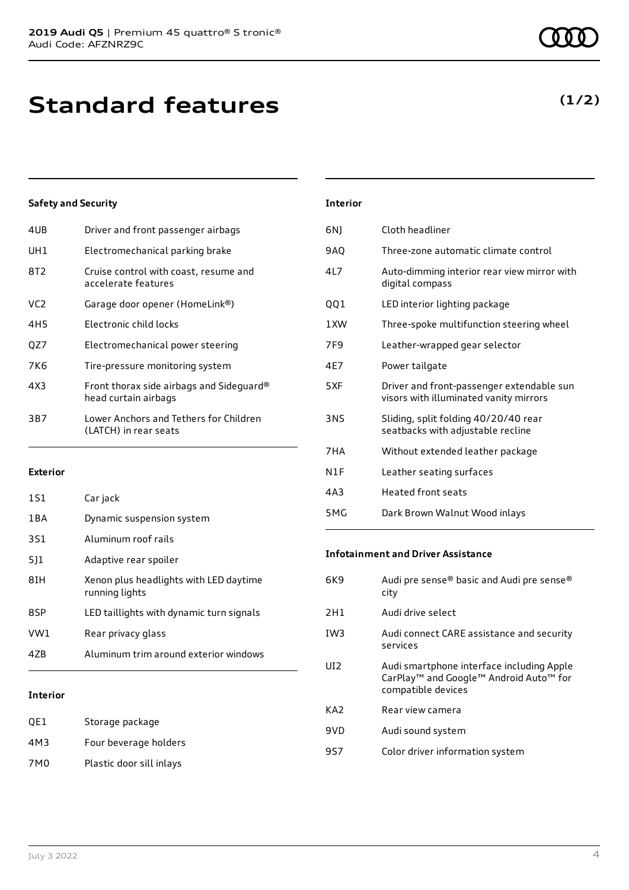# Standard features

**(1/2)**

### Safety and Security

| | |
|---|---|
| 4UB | Driver and front passenger airbags |
| UH1 | Electromechanical parking brake |
| 8T2 | Cruise control with coast, resume and accelerate features |
| VC2 | Garage door opener (HomeLink®) |
| 4H5 | Electronic child locks |
| QZ7 | Electromechanical power steering |
| 7K6 | Tire-pressure monitoring system |
| 4X3 | Front thorax side airbags and Sideguard® head curtain airbags |
| 3B7 | Lower Anchors and Tethers for Children (LATCH) in rear seats |

### Exterior

| | |
|---|---|
| 1S1 | Car jack |
| 1BA | Dynamic suspension system |
| 3S1 | Aluminum roof rails |
| 5J1 | Adaptive rear spoiler |
| 8IH | Xenon plus headlights with LED daytime running lights |
| 8SP | LED taillights with dynamic turn signals |
| VW1 | Rear privacy glass |
| 4ZB | Aluminum trim around exterior windows |

### Interior

| | |
|---|---|
| QE1 | Storage package |
| 4M3 | Four beverage holders |
| 7M0 | Plastic door sill inlays |
| 6NJ | Cloth headliner |
| 9AQ | Three-zone automatic climate control |
| 4L7 | Auto-dimming interior rear view mirror with digital compass |
| QQ1 | LED interior lighting package |
| 1XW | Three-spoke multifunction steering wheel |
| 7F9 | Leather-wrapped gear selector |
| 4E7 | Power tailgate |
| 5XF | Driver and front-passenger extendable sun visors with illuminated vanity mirrors |
| 3NS | Sliding, split folding 40/20/40 rear seatbacks with adjustable recline |
| 7HA | Without extended leather package |
| N1F | Leather seating surfaces |
| 4A3 | Heated front seats |
| 5MG | Dark Brown Walnut Wood inlays |

### Infotainment and Driver Assistance

| | |
|---|---|
| 6K9 | Audi pre sense® basic and Audi pre sense® city |
| 2H1 | Audi drive select |
| IW3 | Audi connect CARE assistance and security services |
| UI2 | Audi smartphone interface including Apple CarPlay™ and Google™ Android Auto™ for compatible devices |
| KA2 | Rear view camera |
| 9VD | Audi sound system |
| 9S7 | Color driver information system |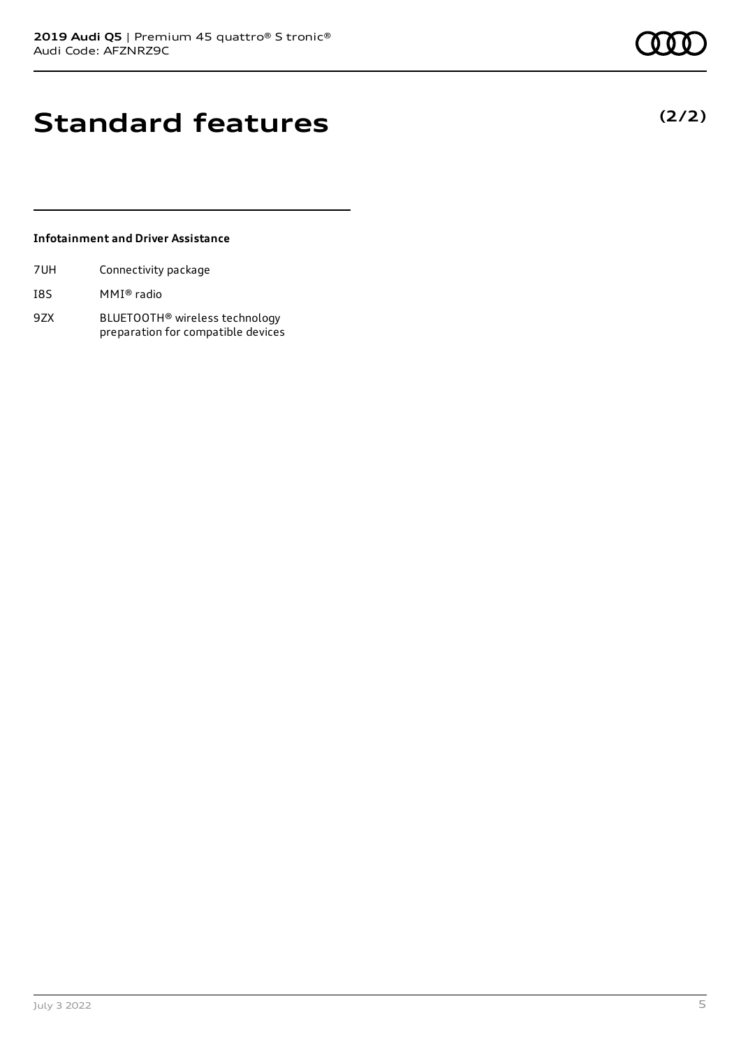# Standard features

**(2/2)**

### Infotainment and Driver Assistance

| | |
|---|---|
| 7UH | Connectivity package |
| I8S | MMI® radio |
| 9ZX | BLUETOOTH® wireless technology preparation for compatible devices |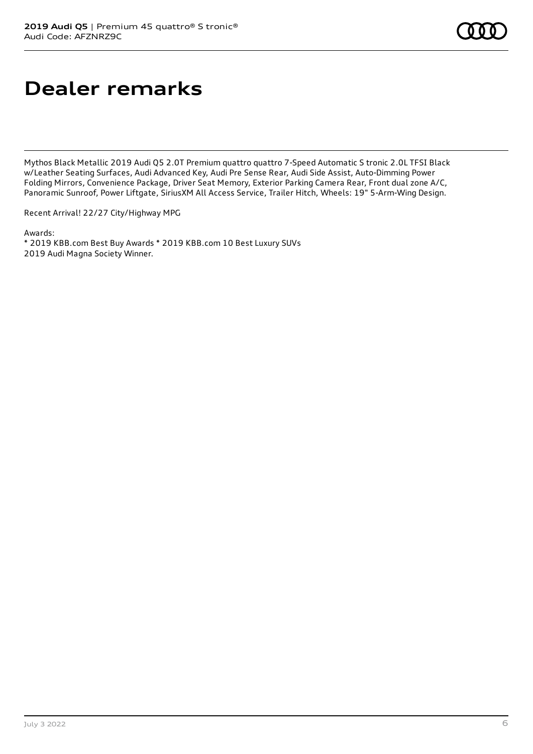# Dealer remarks

Mythos Black Metallic 2019 Audi Q5 2.0T Premium quattro quattro 7-Speed Automatic S tronic 2.0L TFSI Black w/Leather Seating Surfaces, Audi Advanced Key, Audi Pre Sense Rear, Audi Side Assist, Auto-Dimming Power Folding Mirrors, Convenience Package, Driver Seat Memory, Exterior Parking Camera Rear, Front dual zone A/C, Panoramic Sunroof, Power Liftgate, SiriusXM All Access Service, Trailer Hitch, Wheels: 19" 5-Arm-Wing Design.

Recent Arrival! 22/27 City/Highway MPG

Awards:
* 2019 KBB.com Best Buy Awards * 2019 KBB.com 10 Best Luxury SUVs
2019 Audi Magna Society Winner.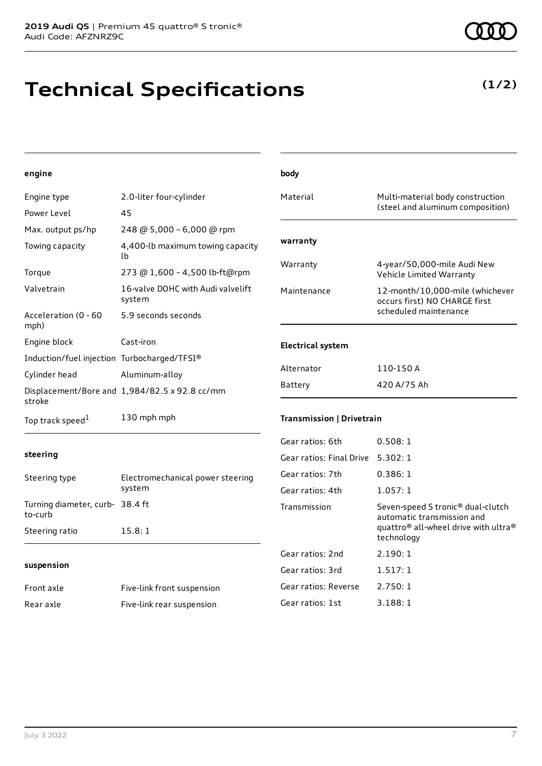**2019 Audi Q5** | Premium 45 quattro® S tronic®
Audi Code: AFZNRZ9C

# Technical Specifications

**(1/2)**

### engine

| | |
|---|---|
| Engine type | 2.0-liter four-cylinder |
| Power Level | 45 |
| Max. output ps/hp | 248 @ 5,000 – 6,000 @ rpm |
| Towing capacity | 4,400-lb maximum towing capacity lb |
| Torque | 273 @ 1,600 – 4,500 lb-ft@rpm |
| Valvetrain | 16-valve DOHC with Audi valvelift system |
| Acceleration (0 - 60 mph) | 5.9 seconds seconds |
| Engine block | Cast-iron |
| Induction/fuel injection | Turbocharged/TFSI® |
| Cylinder head | Aluminum-alloy |
| Displacement/Bore and stroke | 1,984/82.5 x 92.8 cc/mm |
| Top track speed[1] | 130 mph mph |

### steering

| | |
|---|---|
| Steering type | Electromechanical power steering system |
| Turning diameter, curb-to-curb | 38.4 ft |
| Steering ratio | 15.8: 1 |

### suspension

| | |
|---|---|
| Front axle | Five-link front suspension |
| Rear axle | Five-link rear suspension |

### body

| | |
|---|---|
| Material | Multi-material body construction (steel and aluminum composition) |

### warranty

| | |
|---|---|
| Warranty | 4-year/50,000-mile Audi New Vehicle Limited Warranty |
| Maintenance | 12-month/10,000-mile (whichever occurs first) NO CHARGE first scheduled maintenance |

### Electrical system

| | |
|---|---|
| Alternator | 110-150 A |
| Battery | 420 A/75 Ah |

### Transmission | Drivetrain

| | |
|---|---|
| Gear ratios: 6th | 0.508: 1 |
| Gear ratios: Final Drive | 5.302: 1 |
| Gear ratios: 7th | 0.386: 1 |
| Gear ratios: 4th | 1.057: 1 |
| Transmission | Seven-speed S tronic® dual-clutch automatic transmission and quattro® all-wheel drive with ultra® technology |
| Gear ratios: 2nd | 2.190: 1 |
| Gear ratios: 3rd | 1.517: 1 |
| Gear ratios: Reverse | 2.750: 1 |
| Gear ratios: 1st | 3.188: 1 |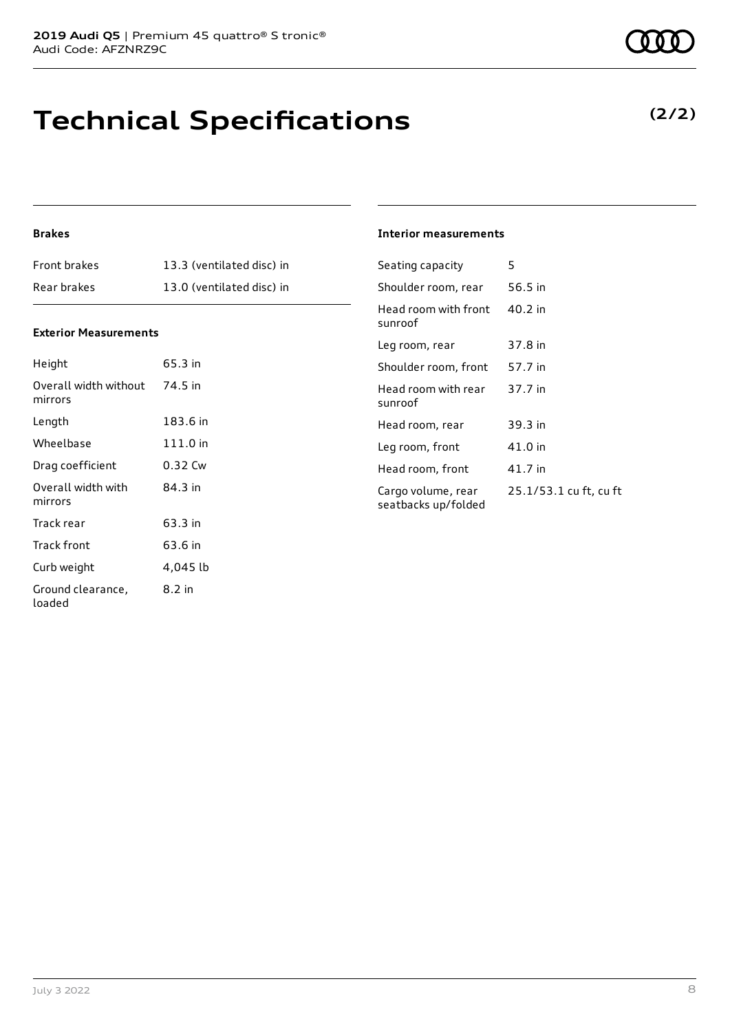# Technical Specifications

**(2/2)**

### Brakes

| Front brakes | 13.3 (ventilated disc) in |
|---|---|
| Rear brakes | 13.0 (ventilated disc) in |

### Exterior Measurements

| Height | 65.3 in |
|---|---|
| Overall width without mirrors | 74.5 in |
| Length | 183.6 in |
| Wheelbase | 111.0 in |
| Drag coefficient | 0.32 Cw |
| Overall width with mirrors | 84.3 in |
| Track rear | 63.3 in |
| Track front | 63.6 in |
| Curb weight | 4,045 lb |
| Ground clearance, loaded | 8.2 in |

### Interior measurements

| Seating capacity | 5 |
|---|---|
| Shoulder room, rear | 56.5 in |
| Head room with front sunroof | 40.2 in |
| Leg room, rear | 37.8 in |
| Shoulder room, front | 57.7 in |
| Head room with rear sunroof | 37.7 in |
| Head room, rear | 39.3 in |
| Leg room, front | 41.0 in |
| Head room, front | 41.7 in |
| Cargo volume, rear seatbacks up/folded | 25.1/53.1 cu ft, cu ft |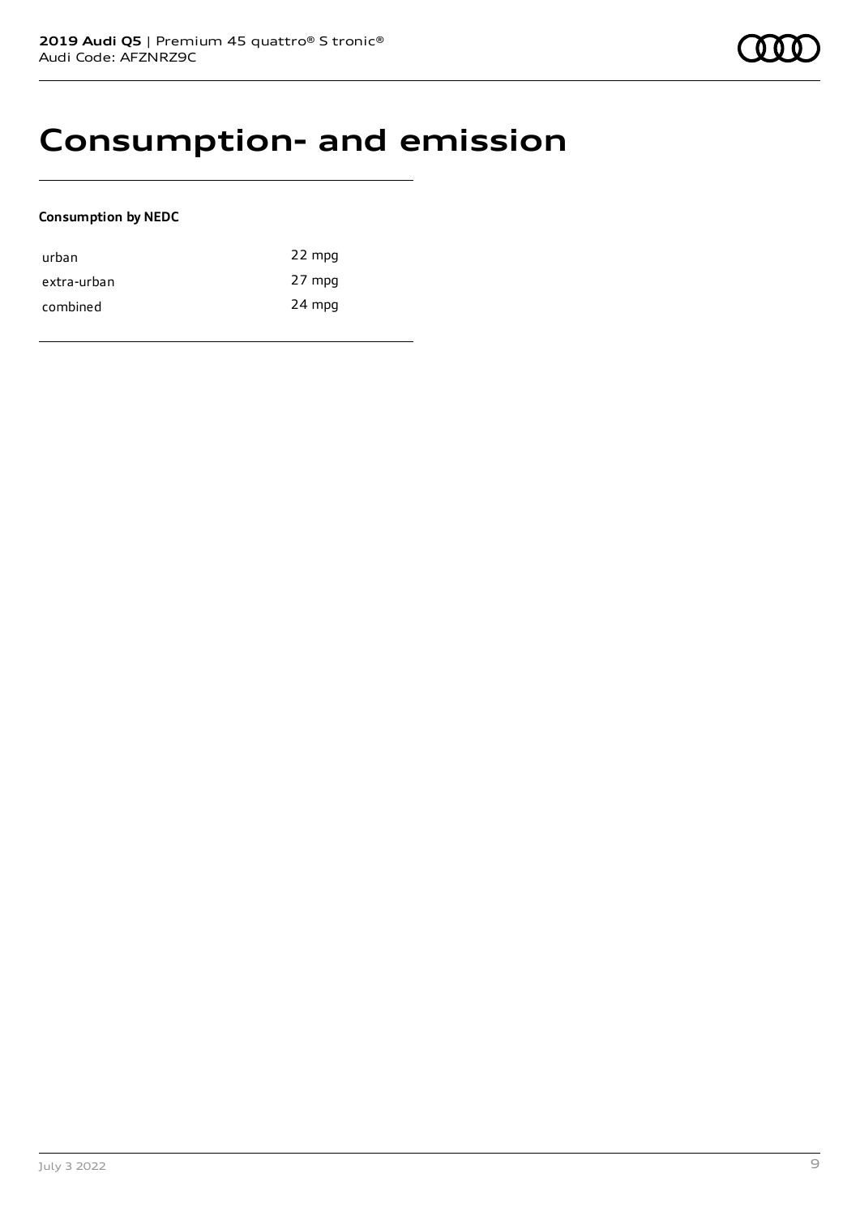# Consumption- and emission

**Consumption by NEDC**

| | |
|---|---|
| urban | 22 mpg |
| extra-urban | 27 mpg |
| combined | 24 mpg |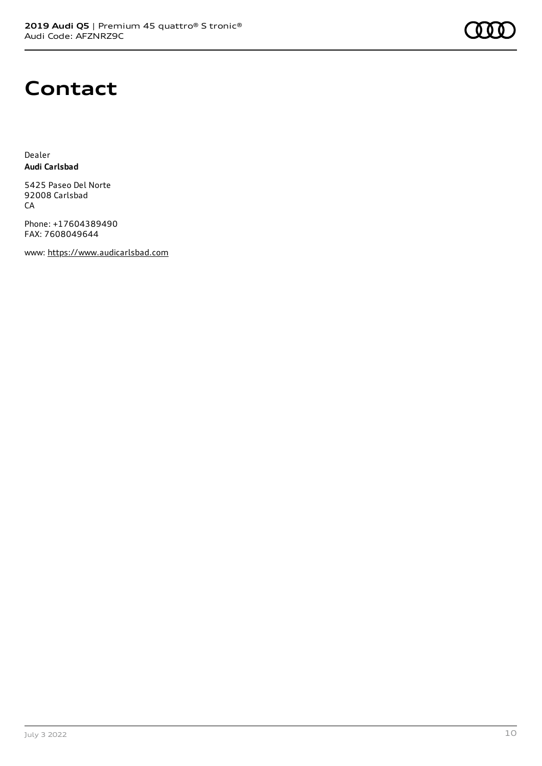# Contact

Dealer
**Audi Carlsbad**

5425 Paseo Del Norte
92008 Carlsbad
CA

Phone: +17604389490
FAX: 7608049644

www: https://www.audicarlsbad.com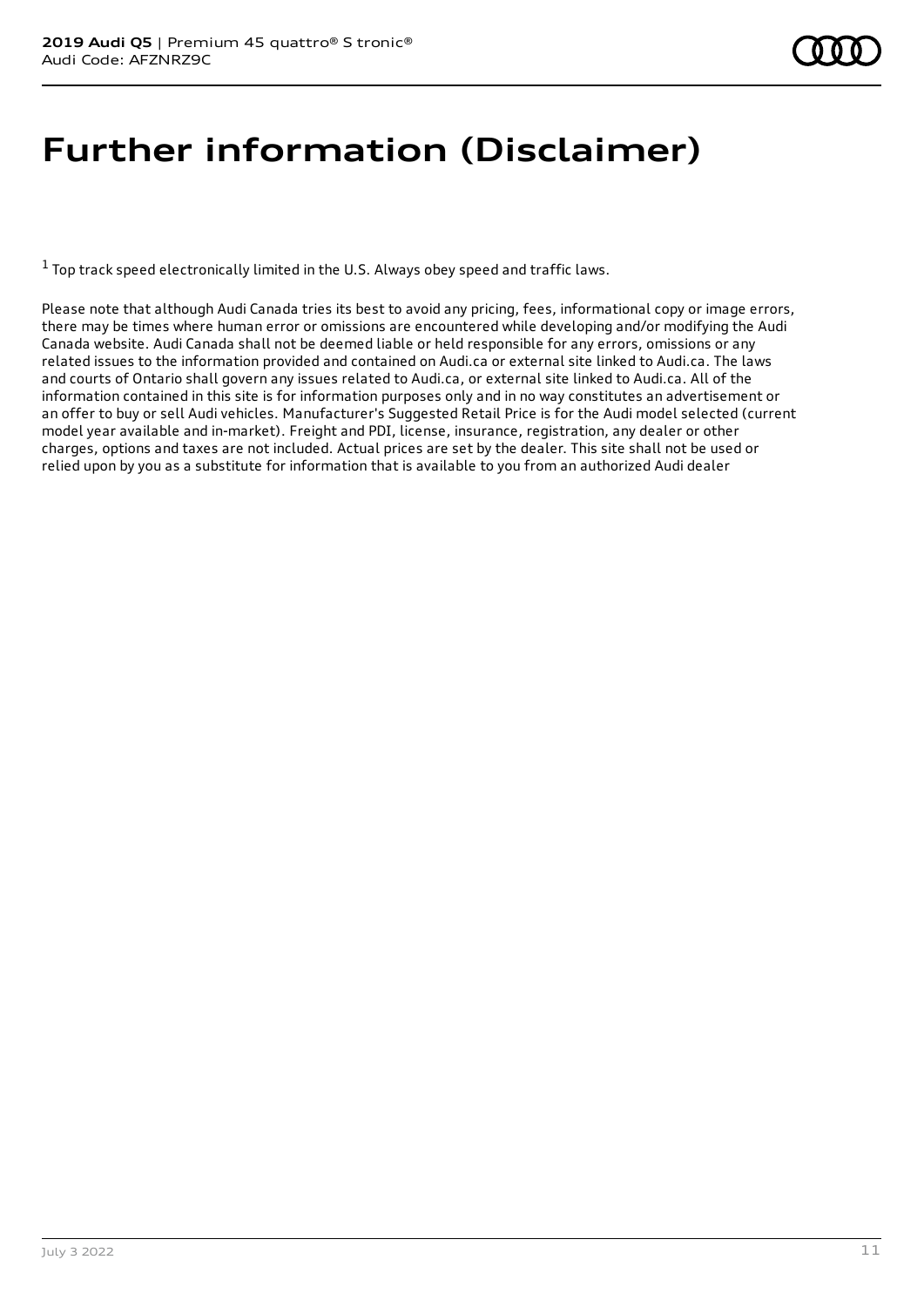# Further information (Disclaimer)

[1] Top track speed electronically limited in the U.S. Always obey speed and traffic laws.

Please note that although Audi Canada tries its best to avoid any pricing, fees, informational copy or image errors, there may be times where human error or omissions are encountered while developing and/or modifying the Audi Canada website. Audi Canada shall not be deemed liable or held responsible for any errors, omissions or any related issues to the information provided and contained on Audi.ca or external site linked to Audi.ca. The laws and courts of Ontario shall govern any issues related to Audi.ca, or external site linked to Audi.ca. All of the information contained in this site is for information purposes only and in no way constitutes an advertisement or an offer to buy or sell Audi vehicles. Manufacturer's Suggested Retail Price is for the Audi model selected (current model year available and in-market). Freight and PDI, license, insurance, registration, any dealer or other charges, options and taxes are not included. Actual prices are set by the dealer. This site shall not be used or relied upon by you as a substitute for information that is available to you from an authorized Audi dealer